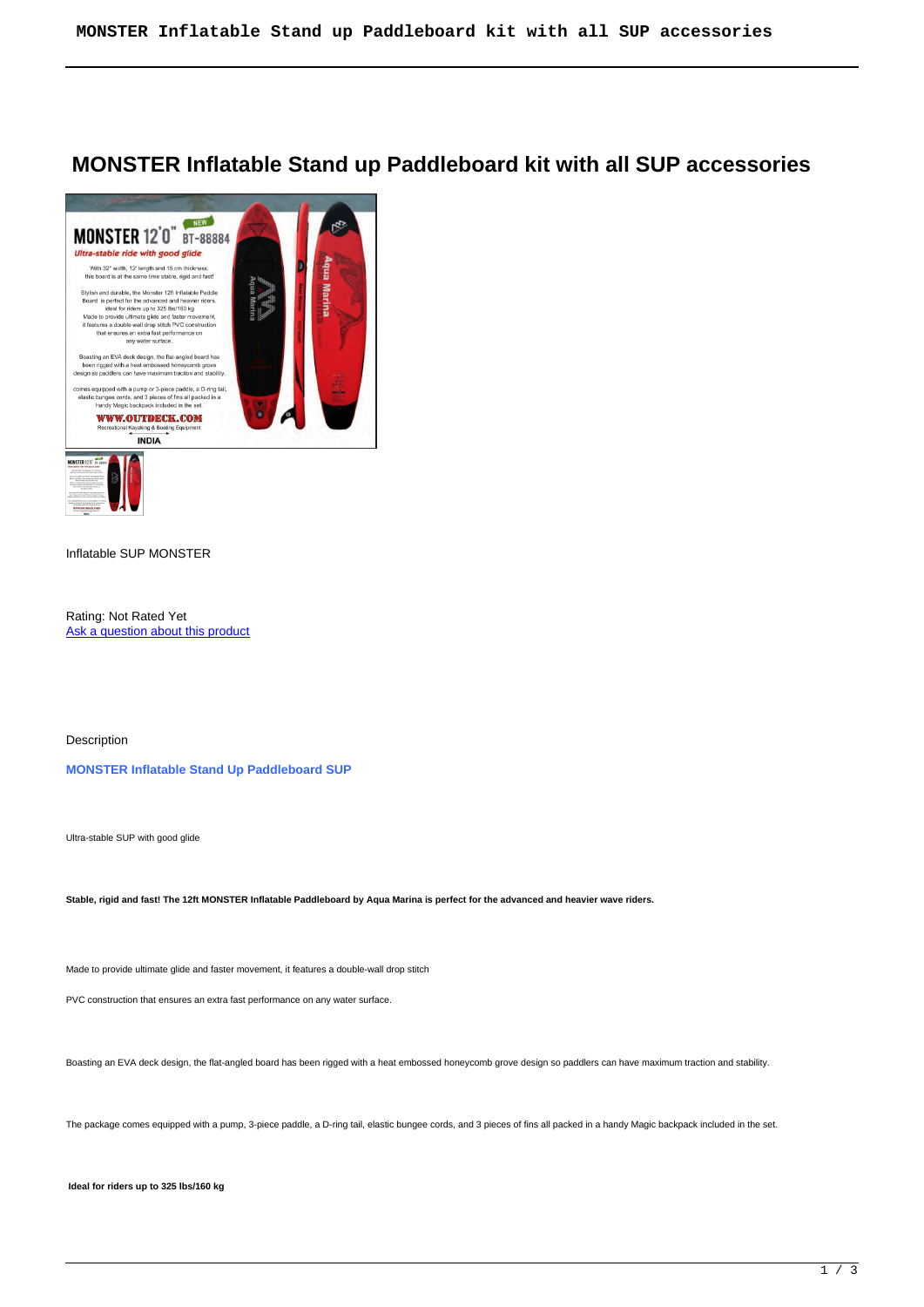# MONSTER Inflatable Stand up Paddleboard kit with all SUP accessories

Inflatable SUP MONSTER

Rating: Not Rated Yet
Ask a question about this product

Description

**MONSTER Inflatable Stand Up Paddleboard SUP**

Ultra-stable SUP with good glide

**Stable, rigid and fast! The 12ft MONSTER Inflatable Paddleboard by Aqua Marina is perfect for the advanced and heavier wave riders.**

Made to provide ultimate glide and faster movement, it features a double-wall drop stitch

PVC construction that ensures an extra fast performance on any water surface.

Boasting an EVA deck design, the flat-angled board has been rigged with a heat embossed honeycomb grove design so paddlers can have maximum traction and stability.

The package comes equipped with a pump, 3-piece paddle, a D-ring tail, elastic bungee cords, and 3 pieces of fins all packed in a handy Magic backpack included in the set.

**Ideal for riders up to 325 lbs/160 kg**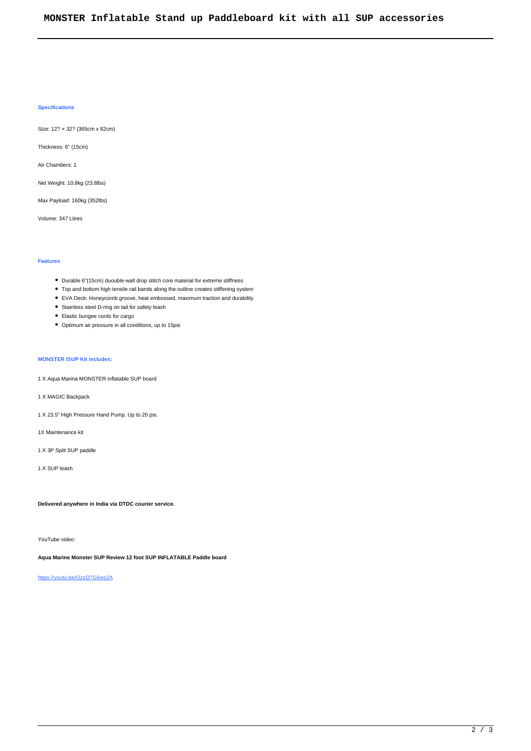# MONSTER Inflatable Stand up Paddleboard kit with all SUP accessories

**Specifications**

Size: 12? × 32? (365cm x 82cm)

Thickness: 6" (15cm)

Air Chambers: 1

Net Weight: 10.8kg (23.8lbs)

Max Payload: 160kg (352lbs)

Volume: 347 Litres

**Features**

- Durable 6"(15cm) duouble-wall drop stitch core material for extreme stiffness
- Top and bottom high tensile rail bands along the outline creates stiffening system
- EVA Deck: Honeycomb groove, heat embossed, maximum traction and durability
- Stainless steel D-ring on tail for safety leash
- Elastic bungee cords for cargo
- Optimum air pressure in all conditions, up to 15psi

**MONSTER ISUP Kit includes:**

1 X Aqua Marina MONSTER inflatable SUP board

1 X MAGIC Backpack

1 X 23.5" High Pressure Hand Pump. Up to 20 psi.

1X Maintenance kit

1 X 3P Split SUP paddle

1 X SUP leash

**Delivered anywhere in India via DTDC courier service.**

YouTube video:

**Aqua Marine Monster SUP Review 12 foot SUP INFLATABLE Paddle board**

https://youtu.be/OzsQ7G6ws2A